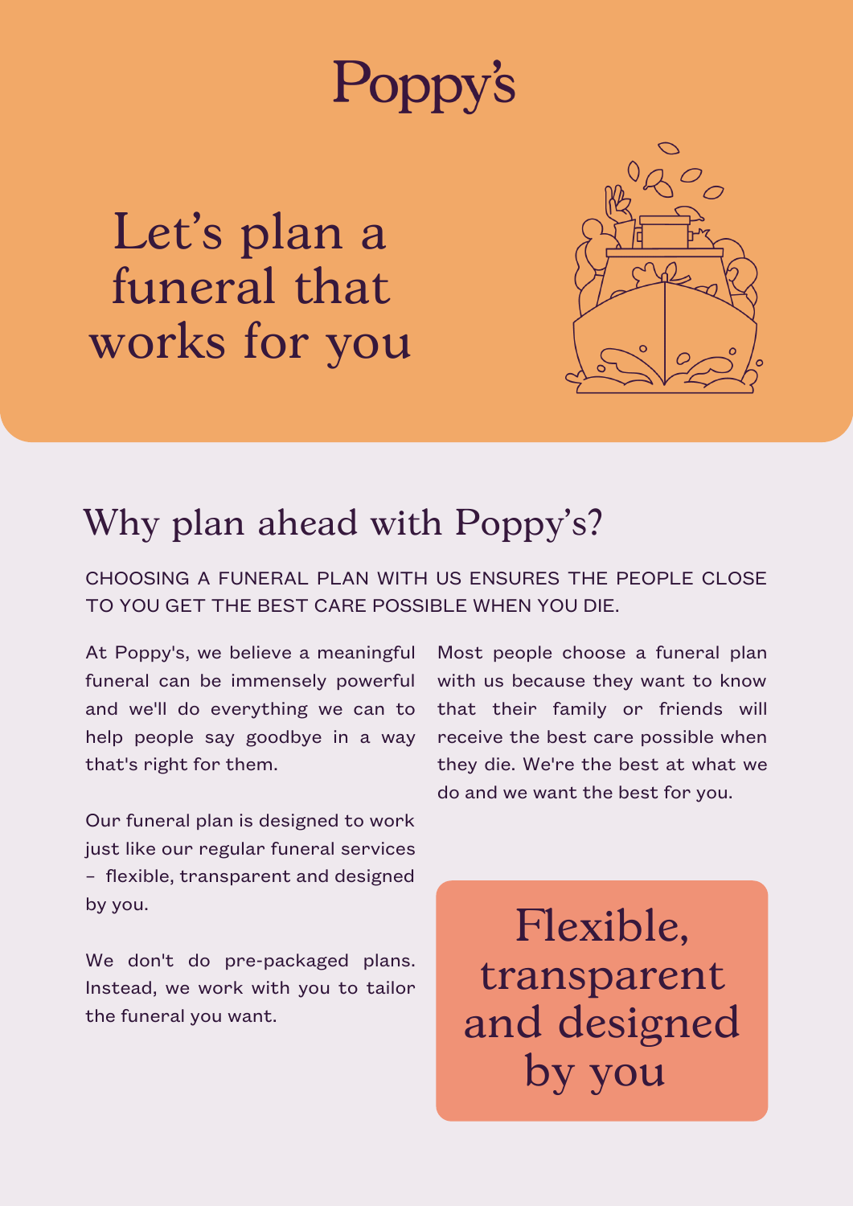# Poppy's

# Let's plan a funeral that works for you

## Why plan ahead with Poppy's?

CHOOSING A FUNERAL PLAN WITH US ENSURES THE PEOPLE CLOSE TO YOU GET THE BEST CARE POSSIBLE WHEN YOU DIE.

At Poppy's, we believe a meaningful funeral can be immensely powerful and we'll do everything we can to help people say goodbye in a way that's right for them.

Our funeral plan is designed to work just like our regular funeral services – flexible, transparent and designed by you.

We don't do pre-packaged plans. Instead, we work with you to tailor the funeral you want.

Most people choose a funeral plan with us because they want to know that their family or friends will receive the best care possible when they die. We're the best at what we do and we want the best for you.

**Flexible, transparent and designed by you**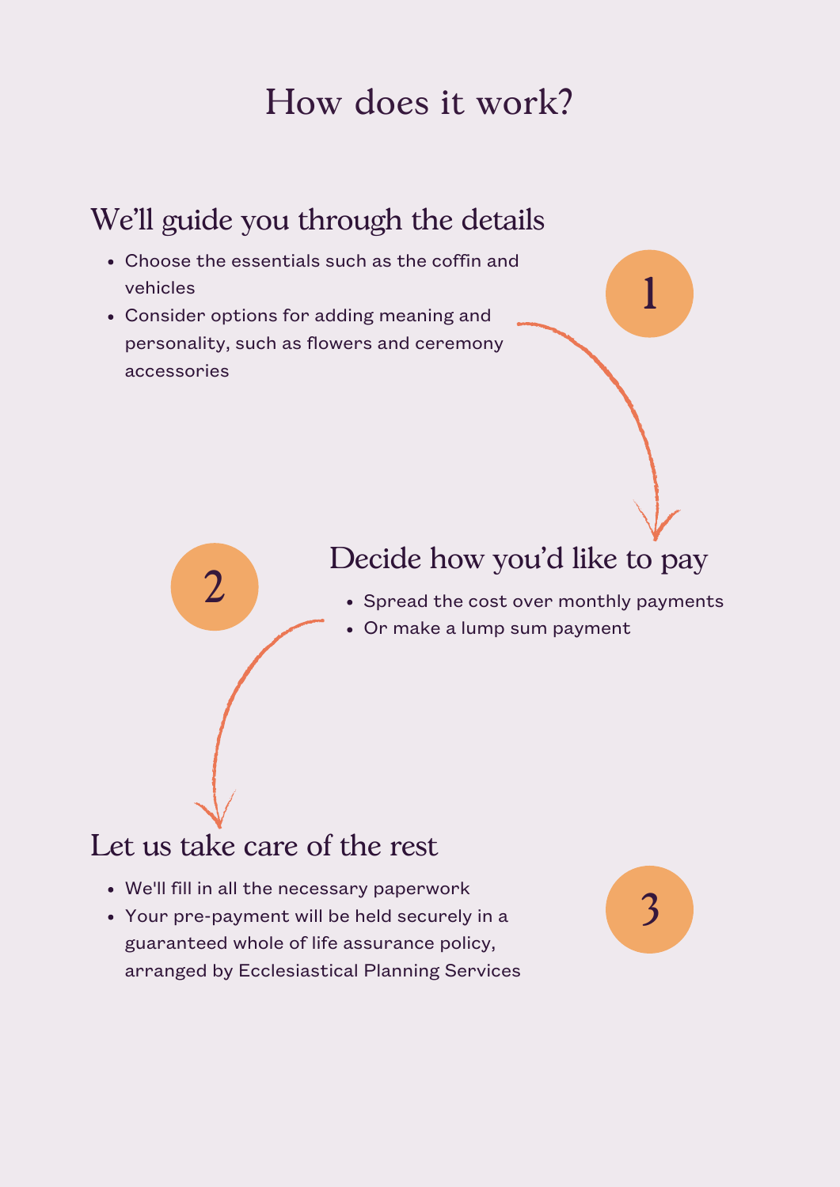# How does it work?

## 1. We'll guide you through the details

- Choose the essentials such as the coffin and vehicles
- Consider options for adding meaning and personality, such as flowers and ceremony accessories

## 2. Decide how you'd like to pay

- Spread the cost over monthly payments
- Or make a lump sum payment

## 3. Let us take care of the rest

- We'll fill in all the necessary paperwork
- Your pre-payment will be held securely in a guaranteed whole of life assurance policy, arranged by Ecclesiastical Planning Services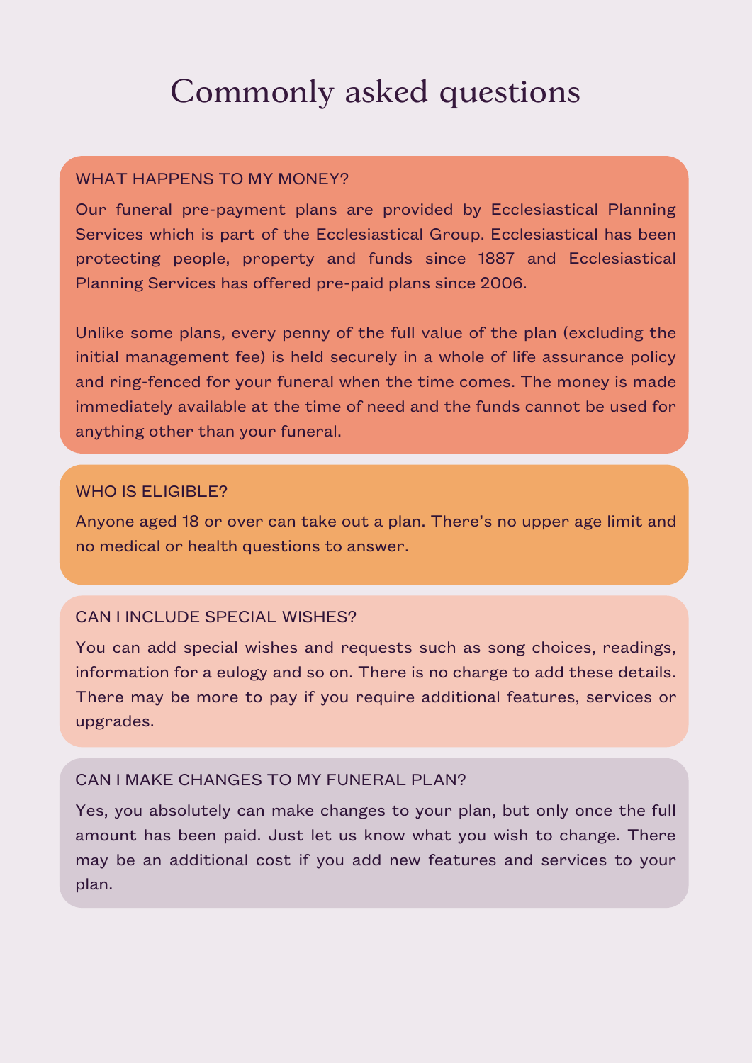# Commonly asked questions

## WHAT HAPPENS TO MY MONEY?

Our funeral pre-payment plans are provided by Ecclesiastical Planning Services which is part of the Ecclesiastical Group. Ecclesiastical has been protecting people, property and funds since 1887 and Ecclesiastical Planning Services has offered pre-paid plans since 2006.

Unlike some plans, every penny of the full value of the plan (excluding the initial management fee) is held securely in a whole of life assurance policy and ring-fenced for your funeral when the time comes. The money is made immediately available at the time of need and the funds cannot be used for anything other than your funeral.

## WHO IS ELIGIBLE?

Anyone aged 18 or over can take out a plan. There's no upper age limit and no medical or health questions to answer.

## CAN I INCLUDE SPECIAL WISHES?

You can add special wishes and requests such as song choices, readings, information for a eulogy and so on. There is no charge to add these details. There may be more to pay if you require additional features, services or upgrades.

## CAN I MAKE CHANGES TO MY FUNERAL PLAN?

Yes, you absolutely can make changes to your plan, but only once the full amount has been paid. Just let us know what you wish to change. There may be an additional cost if you add new features and services to your plan.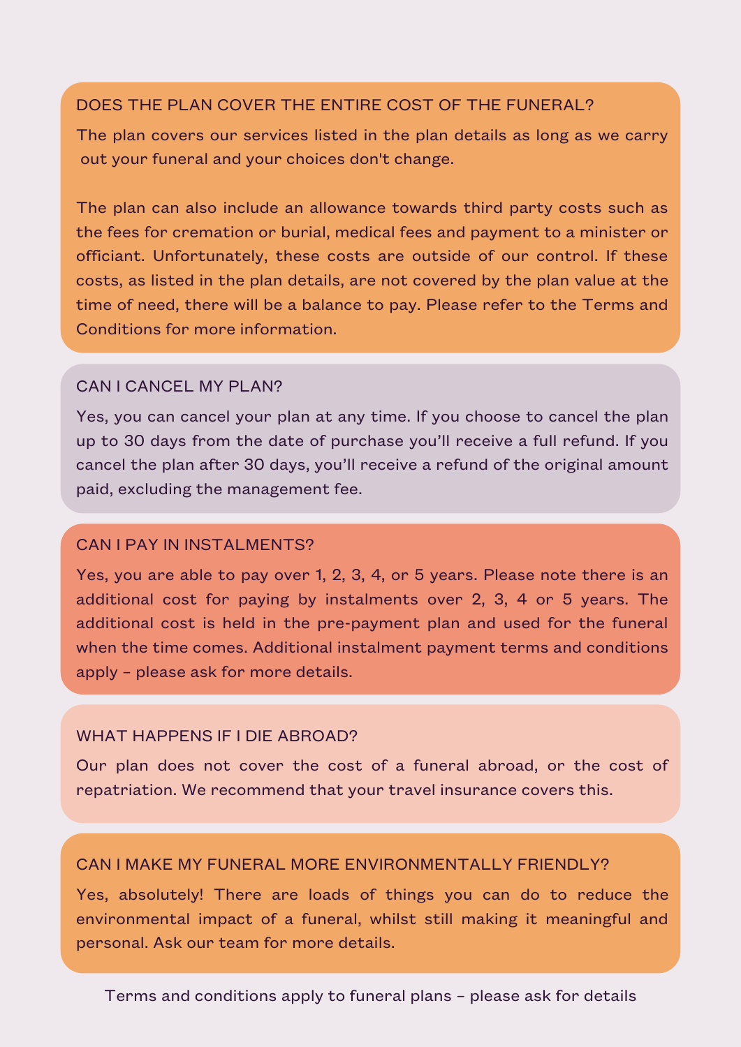## DOES THE PLAN COVER THE ENTIRE COST OF THE FUNERAL?

The plan covers our services listed in the plan details as long as we carry out your funeral and your choices don't change.

The plan can also include an allowance towards third party costs such as the fees for cremation or burial, medical fees and payment to a minister or officiant. Unfortunately, these costs are outside of our control. If these costs, as listed in the plan details, are not covered by the plan value at the time of need, there will be a balance to pay. Please refer to the Terms and Conditions for more information.

## CAN I CANCEL MY PLAN?

Yes, you can cancel your plan at any time. If you choose to cancel the plan up to 30 days from the date of purchase you'll receive a full refund. If you cancel the plan after 30 days, you'll receive a refund of the original amount paid, excluding the management fee.

## CAN I PAY IN INSTALMENTS?

Yes, you are able to pay over 1, 2, 3, 4, or 5 years. Please note there is an additional cost for paying by instalments over 2, 3, 4 or 5 years. The additional cost is held in the pre-payment plan and used for the funeral when the time comes. Additional instalment payment terms and conditions apply – please ask for more details.

## WHAT HAPPENS IF I DIE ABROAD?

Our plan does not cover the cost of a funeral abroad, or the cost of repatriation. We recommend that your travel insurance covers this.

## CAN I MAKE MY FUNERAL MORE ENVIRONMENTALLY FRIENDLY?

Yes, absolutely! There are loads of things you can do to reduce the environmental impact of a funeral, whilst still making it meaningful and personal. Ask our team for more details.

Terms and conditions apply to funeral plans – please ask for details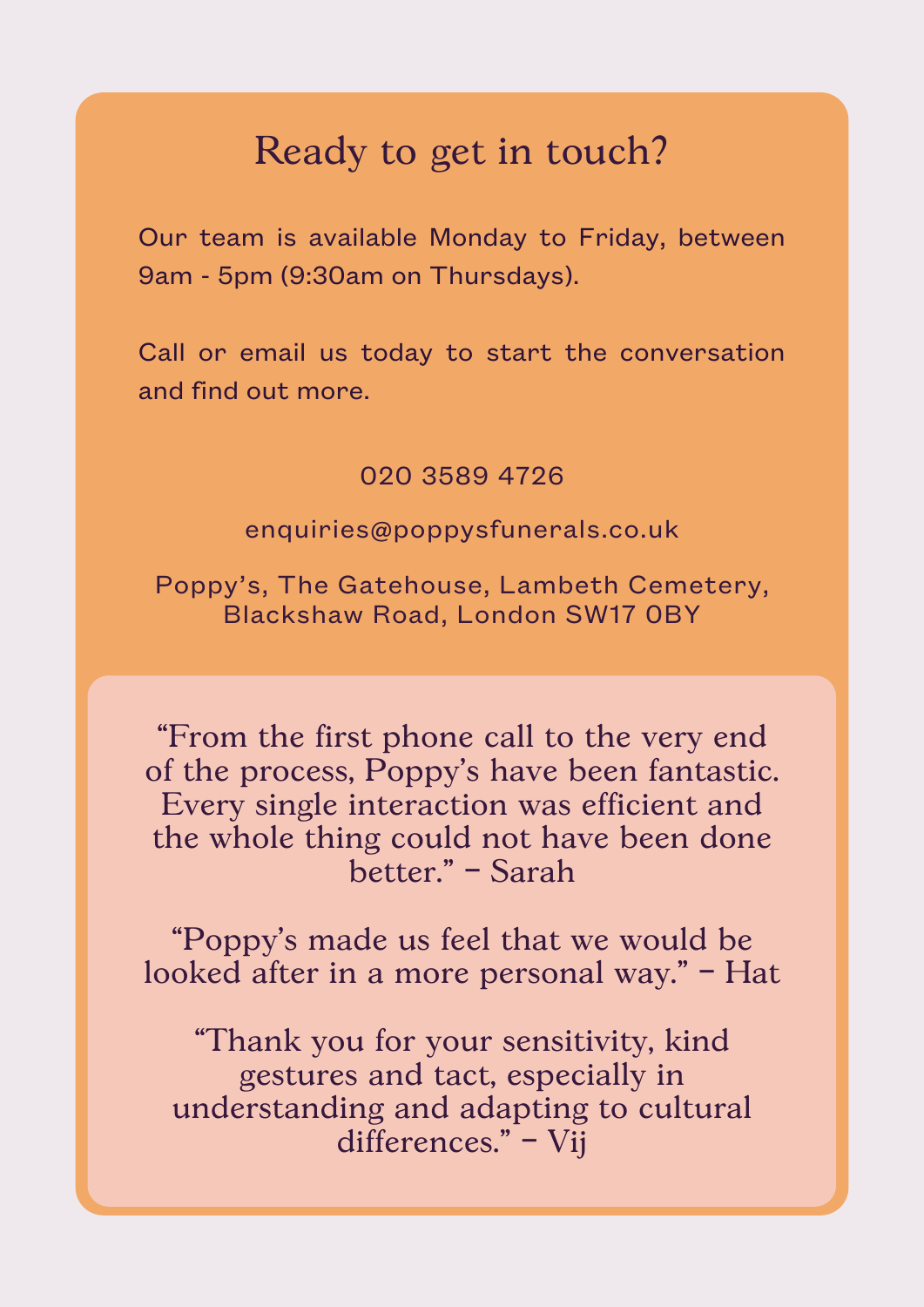## Ready to get in touch?

Our team is available Monday to Friday, between 9am - 5pm (9:30am on Thursdays).

Call or email us today to start the conversation and find out more.

020 3589 4726

enquiries@poppysfunerals.co.uk

Poppy's, The Gatehouse, Lambeth Cemetery, Blackshaw Road, London SW17 0BY

"From the first phone call to the very end of the process, Poppy's have been fantastic. Every single interaction was efficient and the whole thing could not have been done better." – Sarah

"Poppy's made us feel that we would be looked after in a more personal way." – Hat

"Thank you for your sensitivity, kind gestures and tact, especially in understanding and adapting to cultural differences." – Vij